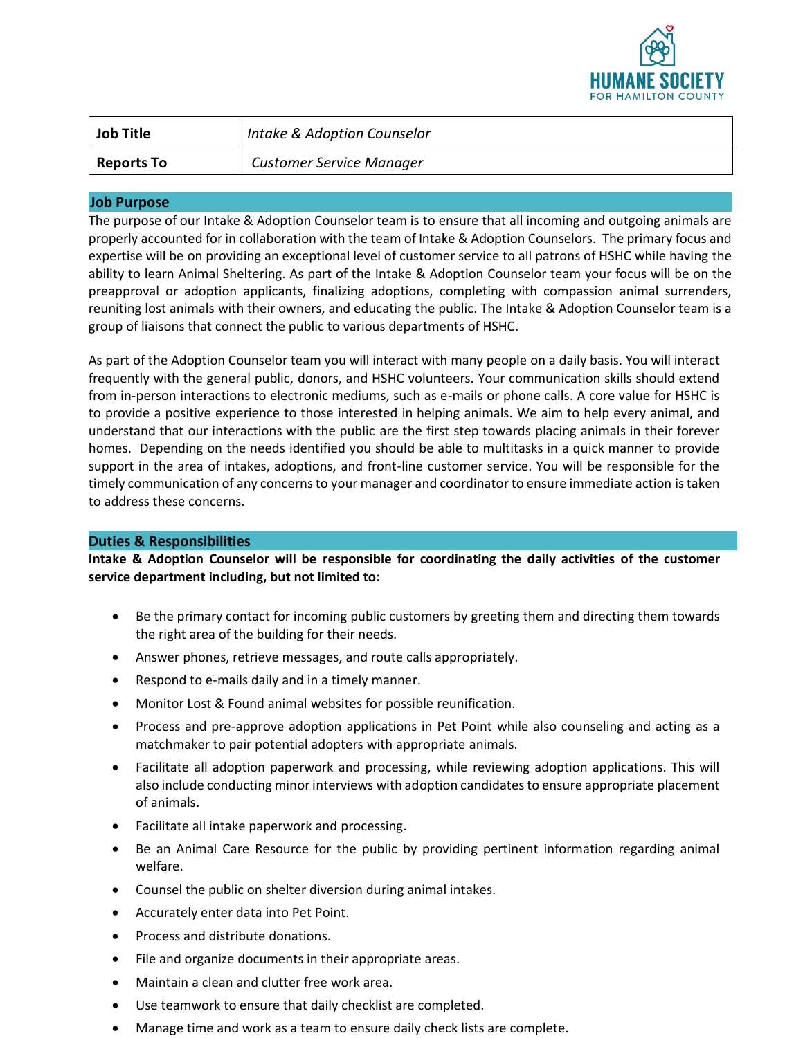HUMANE SOCIETY FOR HAMILTON COUNTY

| Job Title | *Intake & Adoption Counselor* |
|---|---|
| Reports To | *Customer Service Manager* |

## Job Purpose

The purpose of our Intake & Adoption Counselor team is to ensure that all incoming and outgoing animals are properly accounted for in collaboration with the team of Intake & Adoption Counselors. The primary focus and expertise will be on providing an exceptional level of customer service to all patrons of HSHC while having the ability to learn Animal Sheltering. As part of the Intake & Adoption Counselor team your focus will be on the preapproval or adoption applicants, finalizing adoptions, completing with compassion animal surrenders, reuniting lost animals with their owners, and educating the public. The Intake & Adoption Counselor team is a group of liaisons that connect the public to various departments of HSHC.

As part of the Adoption Counselor team you will interact with many people on a daily basis. You will interact frequently with the general public, donors, and HSHC volunteers. Your communication skills should extend from in-person interactions to electronic mediums, such as e-mails or phone calls. A core value for HSHC is to provide a positive experience to those interested in helping animals. We aim to help every animal, and understand that our interactions with the public are the first step towards placing animals in their forever homes. Depending on the needs identified you should be able to multitasks in a quick manner to provide support in the area of intakes, adoptions, and front-line customer service. You will be responsible for the timely communication of any concerns to your manager and coordinator to ensure immediate action is taken to address these concerns.

## Duties & Responsibilities

**Intake & Adoption Counselor will be responsible for coordinating the daily activities of the customer service department including, but not limited to:**

- Be the primary contact for incoming public customers by greeting them and directing them towards the right area of the building for their needs.
- Answer phones, retrieve messages, and route calls appropriately.
- Respond to e-mails daily and in a timely manner.
- Monitor Lost & Found animal websites for possible reunification.
- Process and pre-approve adoption applications in Pet Point while also counseling and acting as a matchmaker to pair potential adopters with appropriate animals.
- Facilitate all adoption paperwork and processing, while reviewing adoption applications. This will also include conducting minor interviews with adoption candidates to ensure appropriate placement of animals.
- Facilitate all intake paperwork and processing.
- Be an Animal Care Resource for the public by providing pertinent information regarding animal welfare.
- Counsel the public on shelter diversion during animal intakes.
- Accurately enter data into Pet Point.
- Process and distribute donations.
- File and organize documents in their appropriate areas.
- Maintain a clean and clutter free work area.
- Use teamwork to ensure that daily checklist are completed.
- Manage time and work as a team to ensure daily check lists are complete.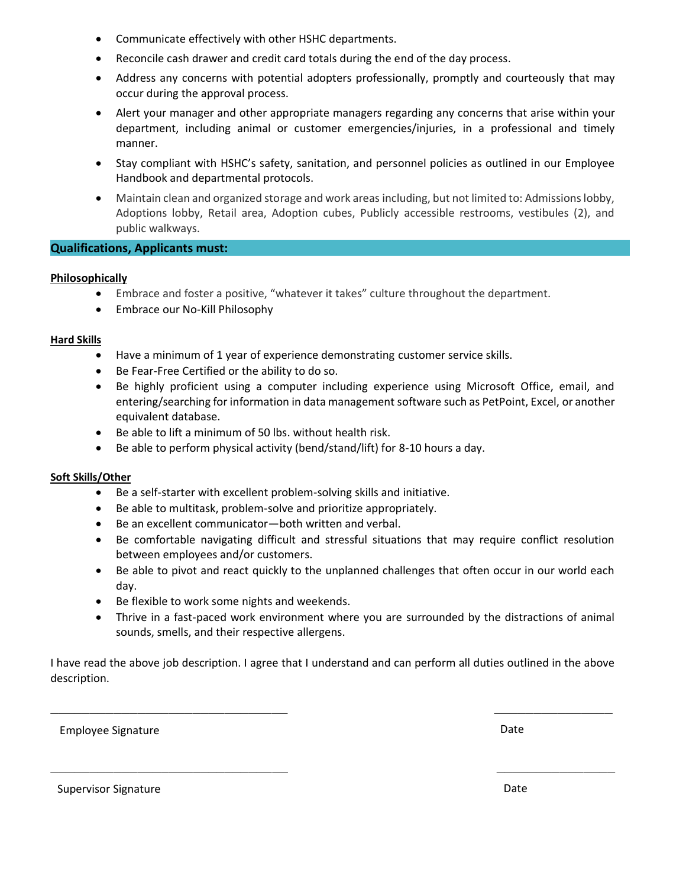- Communicate effectively with other HSHC departments.
- Reconcile cash drawer and credit card totals during the end of the day process.
- Address any concerns with potential adopters professionally, promptly and courteously that may occur during the approval process.
- Alert your manager and other appropriate managers regarding any concerns that arise within your department, including animal or customer emergencies/injuries, in a professional and timely manner.
- Stay compliant with HSHC's safety, sanitation, and personnel policies as outlined in our Employee Handbook and departmental protocols.
- Maintain clean and organized storage and work areas including, but not limited to: Admissions lobby, Adoptions lobby, Retail area, Adoption cubes, Publicly accessible restrooms, vestibules (2), and public walkways.

## Qualifications, Applicants must:

**Philosophically**

- Embrace and foster a positive, "whatever it takes" culture throughout the department.
- Embrace our No-Kill Philosophy

**Hard Skills**

- Have a minimum of 1 year of experience demonstrating customer service skills.
- Be Fear-Free Certified or the ability to do so.
- Be highly proficient using a computer including experience using Microsoft Office, email, and entering/searching for information in data management software such as PetPoint, Excel, or another equivalent database.
- Be able to lift a minimum of 50 lbs. without health risk.
- Be able to perform physical activity (bend/stand/lift) for 8-10 hours a day.

**Soft Skills/Other**

- Be a self-starter with excellent problem-solving skills and initiative.
- Be able to multitask, problem-solve and prioritize appropriately.
- Be an excellent communicator—both written and verbal.
- Be comfortable navigating difficult and stressful situations that may require conflict resolution between employees and/or customers.
- Be able to pivot and react quickly to the unplanned challenges that often occur in our world each day.
- Be flexible to work some nights and weekends.
- Thrive in a fast-paced work environment where you are surrounded by the distractions of animal sounds, smells, and their respective allergens.

I have read the above job description. I agree that I understand and can perform all duties outlined in the above description.

\_\_\_\_\_\_\_\_\_\_\_\_\_\_\_\_\_\_\_\_\_\_\_\_\_\_\_\_\_\_\_\_\_\_\_\_\_\_\_\_ \_\_\_\_\_\_\_\_\_\_\_\_\_\_\_\_\_\_\_\_

Employee Signature Date

\_\_\_\_\_\_\_\_\_\_\_\_\_\_\_\_\_\_\_\_\_\_\_\_\_\_\_\_\_\_\_\_\_\_\_\_\_\_\_\_ \_\_\_\_\_\_\_\_\_\_\_\_\_\_\_\_\_\_\_\_

Supervisor Signature Date